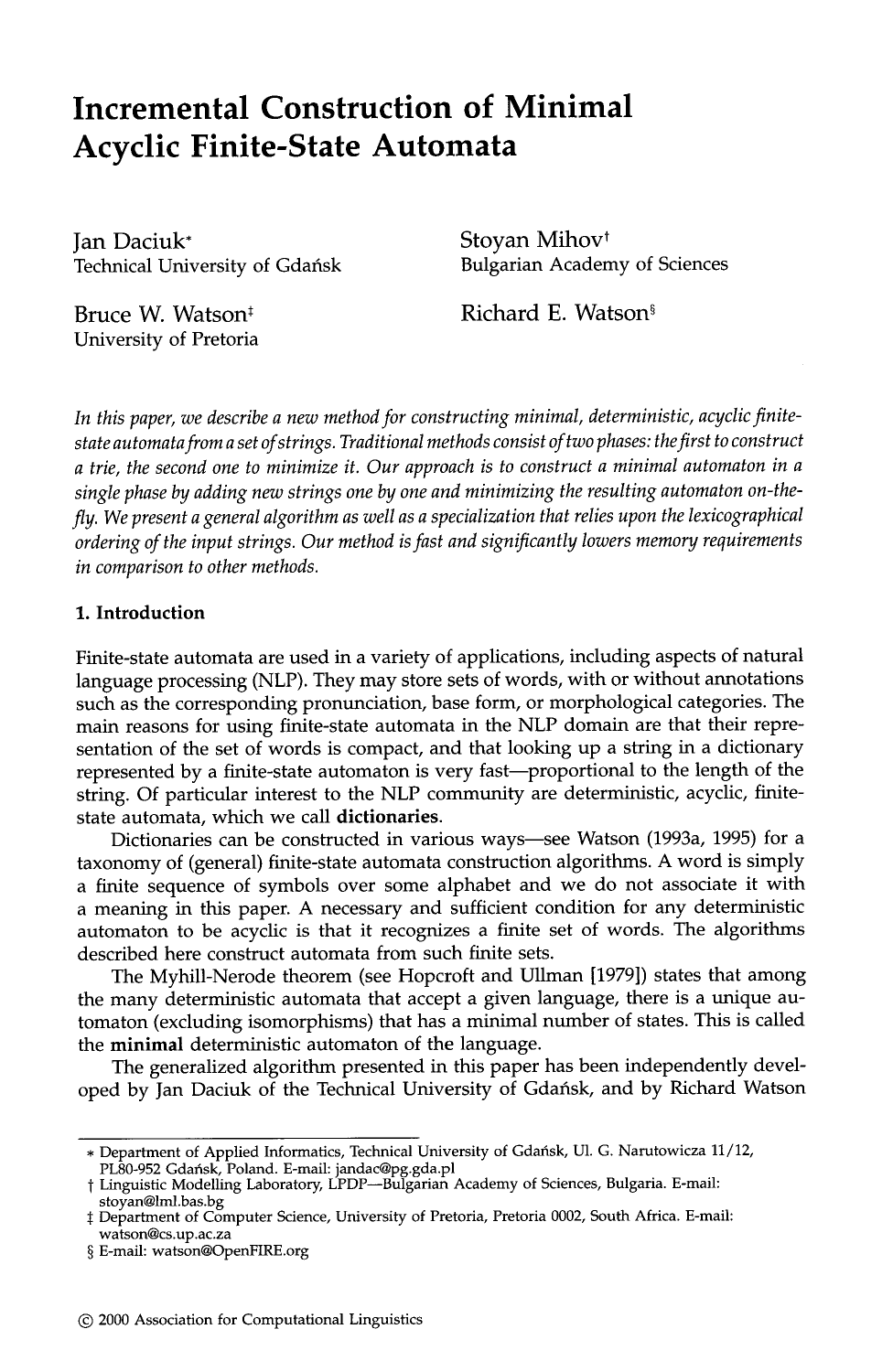# Incremental Construction of Minimal Acyclic Finite-State Automata

Jan Daciuk*
Technical University of Gdańsk

Stoyan Mihov†
Bulgarian Academy of Sciences

Bruce W. Watson‡
University of Pretoria

Richard E. Watson§

*In this paper, we describe a new method for constructing minimal, deterministic, acyclic finite-state automata from a set of strings. Traditional methods consist of two phases: the first to construct a trie, the second one to minimize it. Our approach is to construct a minimal automaton in a single phase by adding new strings one by one and minimizing the resulting automaton on-the-fly. We present a general algorithm as well as a specialization that relies upon the lexicographical ordering of the input strings. Our method is fast and significantly lowers memory requirements in comparison to other methods.*

## 1. Introduction

Finite-state automata are used in a variety of applications, including aspects of natural language processing (NLP). They may store sets of words, with or without annotations such as the corresponding pronunciation, base form, or morphological categories. The main reasons for using finite-state automata in the NLP domain are that their representation of the set of words is compact, and that looking up a string in a dictionary represented by a finite-state automaton is very fast—proportional to the length of the string. Of particular interest to the NLP community are deterministic, acyclic, finite-state automata, which we call **dictionaries**.

Dictionaries can be constructed in various ways—see Watson (1993a, 1995) for a taxonomy of (general) finite-state automata construction algorithms. A word is simply a finite sequence of symbols over some alphabet and we do not associate it with a meaning in this paper. A necessary and sufficient condition for any deterministic automaton to be acyclic is that it recognizes a finite set of words. The algorithms described here construct automata from such finite sets.

The Myhill-Nerode theorem (see Hopcroft and Ullman [1979]) states that among the many deterministic automata that accept a given language, there is a unique automaton (excluding isomorphisms) that has a minimal number of states. This is called the **minimal** deterministic automaton of the language.

The generalized algorithm presented in this paper has been independently developed by Jan Daciuk of the Technical University of Gdańsk, and by Richard Watson

---

* Department of Applied Informatics, Technical University of Gdańsk, Ul. G. Narutowicza 11/12, PL80-952 Gdańsk, Poland. E-mail: jandac@pg.gda.pl

† Linguistic Modelling Laboratory, LPDP—Bulgarian Academy of Sciences, Bulgaria. E-mail: stoyan@lml.bas.bg

‡ Department of Computer Science, University of Pretoria, Pretoria 0002, South Africa. E-mail: watson@cs.up.ac.za

§ E-mail: watson@OpenFIRE.org

© 2000 Association for Computational Linguistics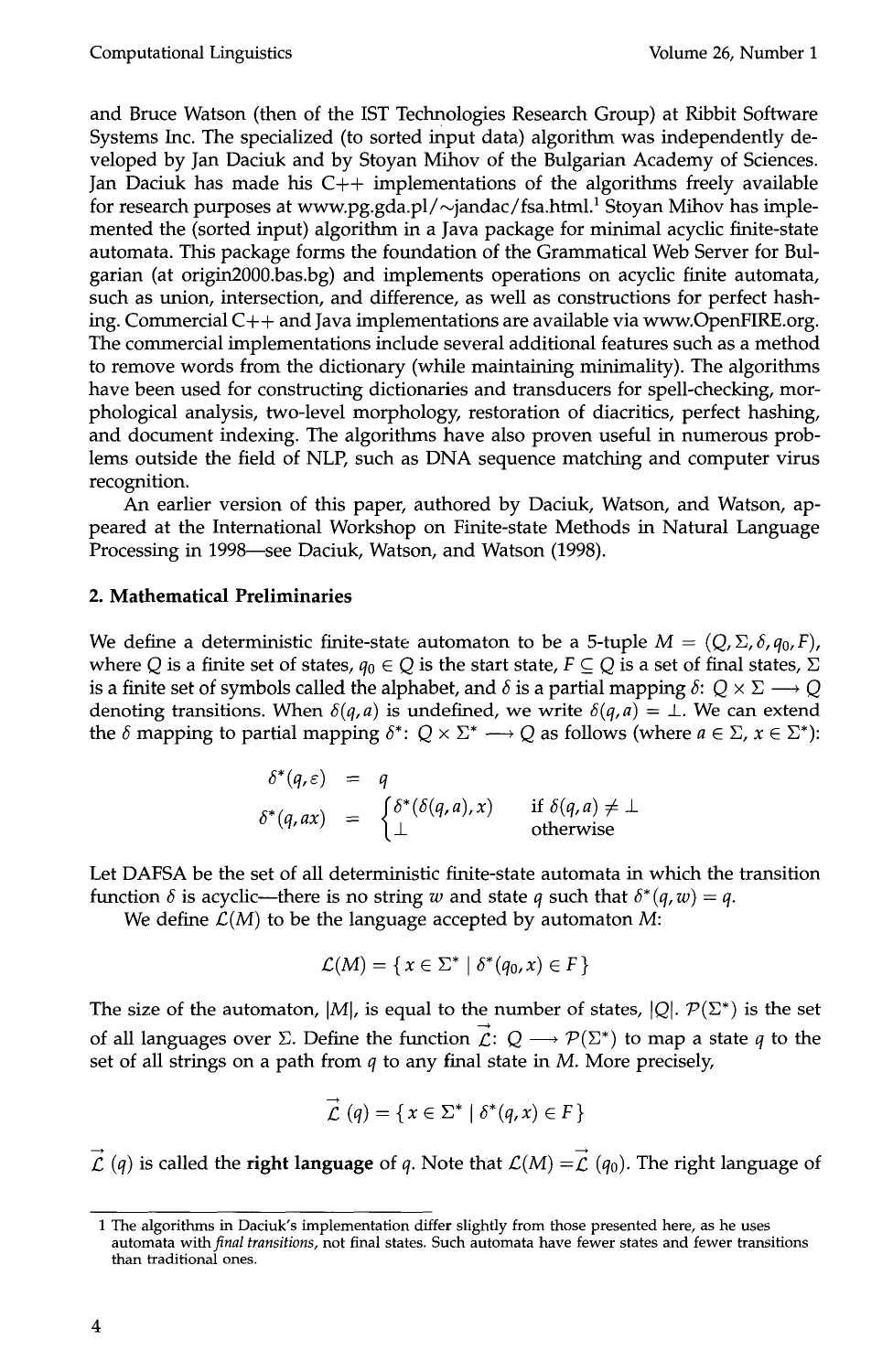and Bruce Watson (then of the IST Technologies Research Group) at Ribbit Software Systems Inc. The specialized (to sorted input data) algorithm was independently developed by Jan Daciuk and by Stoyan Mihov of the Bulgarian Academy of Sciences. Jan Daciuk has made his C++ implementations of the algorithms freely available for research purposes at www.pg.gda.pl/~jandac/fsa.html.[1] Stoyan Mihov has implemented the (sorted input) algorithm in a Java package for minimal acyclic finite-state automata. This package forms the foundation of the Grammatical Web Server for Bulgarian (at origin2000.bas.bg) and implements operations on acyclic finite automata, such as union, intersection, and difference, as well as constructions for perfect hashing. Commercial C++ and Java implementations are available via www.OpenFIRE.org. The commercial implementations include several additional features such as a method to remove words from the dictionary (while maintaining minimality). The algorithms have been used for constructing dictionaries and transducers for spell-checking, morphological analysis, two-level morphology, restoration of diacritics, perfect hashing, and document indexing. The algorithms have also proven useful in numerous problems outside the field of NLP, such as DNA sequence matching and computer virus recognition.

An earlier version of this paper, authored by Daciuk, Watson, and Watson, appeared at the International Workshop on Finite-state Methods in Natural Language Processing in 1998—see Daciuk, Watson, and Watson (1998).

## 2. Mathematical Preliminaries

We define a deterministic finite-state automaton to be a 5-tuple $M = (Q, \Sigma, \delta, q_0, F)$, where $Q$ is a finite set of states, $q_0 \in Q$ is the start state, $F \subseteq Q$ is a set of final states, $\Sigma$ is a finite set of symbols called the alphabet, and $\delta$ is a partial mapping $\delta \colon Q \times \Sigma \longrightarrow Q$ denoting transitions. When $\delta(q, a)$ is undefined, we write $\delta(q, a) = \bot$. We can extend the $\delta$ mapping to partial mapping $\delta^* \colon Q \times \Sigma^* \longrightarrow Q$ as follows (where $a \in \Sigma$, $x \in \Sigma^*$):

$$
\begin{aligned}
\delta^*(q, \varepsilon) &= q \\
\delta^*(q, ax) &= \begin{cases} \delta^*(\delta(q, a), x) & \text{if } \delta(q, a) \neq \bot \\ \bot & \text{otherwise} \end{cases}
\end{aligned}
$$

Let DAFSA be the set of all deterministic finite-state automata in which the transition function $\delta$ is acyclic—there is no string $w$ and state $q$ such that $\delta^*(q, w) = q$.

We define $\mathcal{L}(M)$ to be the language accepted by automaton $M$:

$$
\mathcal{L}(M) = \{ x \in \Sigma^* \mid \delta^*(q_0, x) \in F \}
$$

The size of the automaton, $|M|$, is equal to the number of states, $|Q|$. $\mathcal{P}(\Sigma^*)$ is the set of all languages over $\Sigma$. Define the function $\overrightarrow{\mathcal{L}} \colon Q \longrightarrow \mathcal{P}(\Sigma^*)$ to map a state $q$ to the set of all strings on a path from $q$ to any final state in $M$. More precisely,

$$
\overrightarrow{\mathcal{L}}(q) = \{ x \in \Sigma^* \mid \delta^*(q, x) \in F \}
$$

$\overrightarrow{\mathcal{L}}(q)$ is called the **right language** of $q$. Note that $\mathcal{L}(M) = \overrightarrow{\mathcal{L}}(q_0)$. The right language of

---

[1] The algorithms in Daciuk's implementation differ slightly from those presented here, as he uses automata with *final transitions*, not final states. Such automata have fewer states and fewer transitions than traditional ones.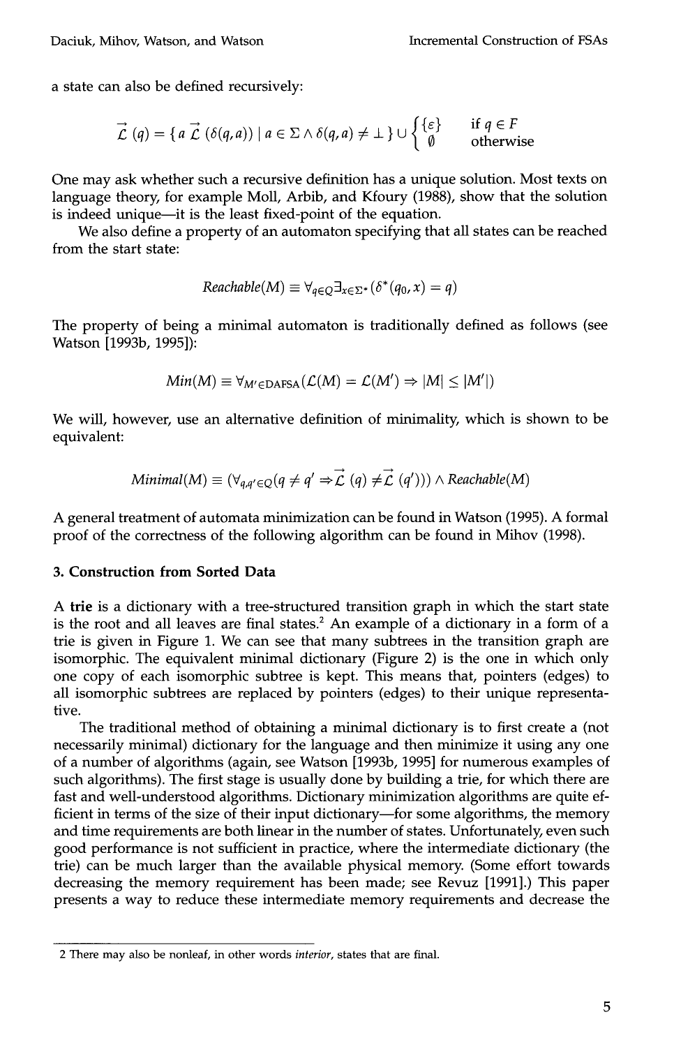a state can also be defined recursively:

$$\overrightarrow{\mathcal{L}}(q) = \{ a \overrightarrow{\mathcal{L}}(\delta(q,a)) \mid a \in \Sigma \wedge \delta(q,a) \neq \bot \} \cup \begin{cases} \{\varepsilon\} & \text{if } q \in F \\ \emptyset & \text{otherwise} \end{cases}$$

One may ask whether such a recursive definition has a unique solution. Most texts on language theory, for example Moll, Arbib, and Kfoury (1988), show that the solution is indeed unique—it is the least fixed-point of the equation.

We also define a property of an automaton specifying that all states can be reached from the start state:

$$Reachable(M) \equiv \forall_{q \in Q} \exists_{x \in \Sigma^*} (\delta^*(q_0, x) = q)$$

The property of being a minimal automaton is traditionally defined as follows (see Watson [1993b, 1995]):

$$Min(M) \equiv \forall_{M' \in \text{DAFSA}} (\mathcal{L}(M) = \mathcal{L}(M') \Rightarrow |M| \leq |M'|)$$

We will, however, use an alternative definition of minimality, which is shown to be equivalent:

$$Minimal(M) \equiv (\forall_{q,q' \in Q} (q \neq q' \Rightarrow \overrightarrow{\mathcal{L}}(q) \neq \overrightarrow{\mathcal{L}}(q'))) \wedge Reachable(M)$$

A general treatment of automata minimization can be found in Watson (1995). A formal proof of the correctness of the following algorithm can be found in Mihov (1998).

## 3. Construction from Sorted Data

A **trie** is a dictionary with a tree-structured transition graph in which the start state is the root and all leaves are final states.[2] An example of a dictionary in a form of a trie is given in Figure 1. We can see that many subtrees in the transition graph are isomorphic. The equivalent minimal dictionary (Figure 2) is the one in which only one copy of each isomorphic subtree is kept. This means that, pointers (edges) to all isomorphic subtrees are replaced by pointers (edges) to their unique representative.

The traditional method of obtaining a minimal dictionary is to first create a (not necessarily minimal) dictionary for the language and then minimize it using any one of a number of algorithms (again, see Watson [1993b, 1995] for numerous examples of such algorithms). The first stage is usually done by building a trie, for which there are fast and well-understood algorithms. Dictionary minimization algorithms are quite efficient in terms of the size of their input dictionary—for some algorithms, the memory and time requirements are both linear in the number of states. Unfortunately, even such good performance is not sufficient in practice, where the intermediate dictionary (the trie) can be much larger than the available physical memory. (Some effort towards decreasing the memory requirement has been made; see Revuz [1991].) This paper presents a way to reduce these intermediate memory requirements and decrease the

---

[2] There may also be nonleaf, in other words *interior*, states that are final.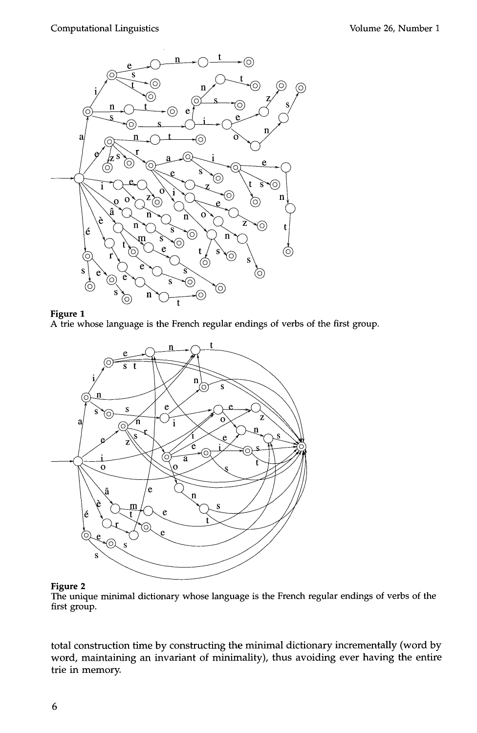Figure 1
A trie whose language is the French regular endings of verbs of the first group.

Figure 2
The unique minimal dictionary whose language is the French regular endings of verbs of the first group.

total construction time by constructing the minimal dictionary incrementally (word by word, maintaining an invariant of minimality), thus avoiding ever having the entire trie in memory.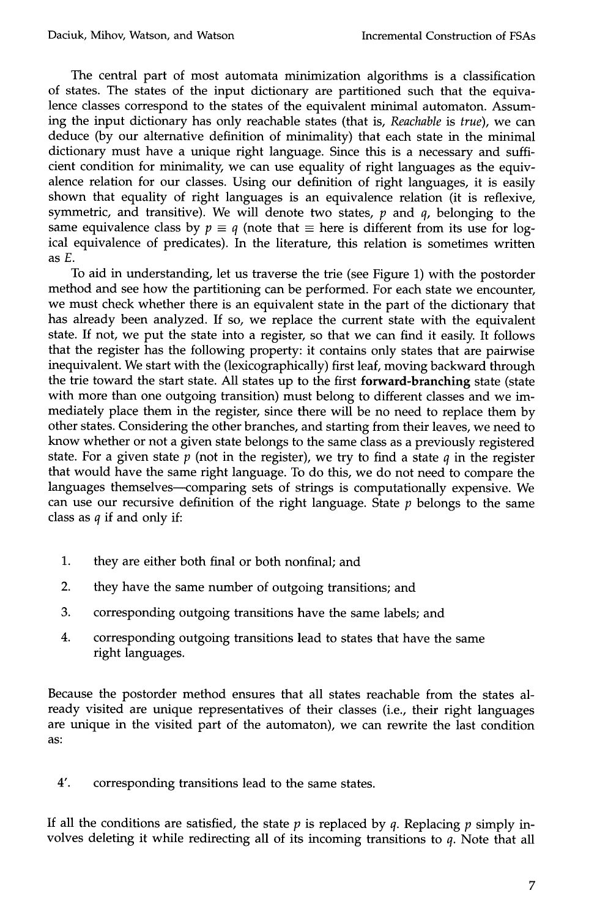The central part of most automata minimization algorithms is a classification of states. The states of the input dictionary are partitioned such that the equivalence classes correspond to the states of the equivalent minimal automaton. Assuming the input dictionary has only reachable states (that is, *Reachable* is *true*), we can deduce (by our alternative definition of minimality) that each state in the minimal dictionary must have a unique right language. Since this is a necessary and sufficient condition for minimality, we can use equality of right languages as the equivalence relation for our classes. Using our definition of right languages, it is easily shown that equality of right languages is an equivalence relation (it is reflexive, symmetric, and transitive). We will denote two states, $p$ and $q$, belonging to the same equivalence class by $p \equiv q$ (note that $\equiv$ here is different from its use for logical equivalence of predicates). In the literature, this relation is sometimes written as $E$.

To aid in understanding, let us traverse the trie (see Figure 1) with the postorder method and see how the partitioning can be performed. For each state we encounter, we must check whether there is an equivalent state in the part of the dictionary that has already been analyzed. If so, we replace the current state with the equivalent state. If not, we put the state into a register, so that we can find it easily. It follows that the register has the following property: it contains only states that are pairwise inequivalent. We start with the (lexicographically) first leaf, moving backward through the trie toward the start state. All states up to the first **forward-branching** state (state with more than one outgoing transition) must belong to different classes and we immediately place them in the register, since there will be no need to replace them by other states. Considering the other branches, and starting from their leaves, we need to know whether or not a given state belongs to the same class as a previously registered state. For a given state $p$ (not in the register), we try to find a state $q$ in the register that would have the same right language. To do this, we do not need to compare the languages themselves—comparing sets of strings is computationally expensive. We can use our recursive definition of the right language. State $p$ belongs to the same class as $q$ if and only if:

1. they are either both final or both nonfinal; and
2. they have the same number of outgoing transitions; and
3. corresponding outgoing transitions have the same labels; and
4. corresponding outgoing transitions lead to states that have the same right languages.

Because the postorder method ensures that all states reachable from the states already visited are unique representatives of their classes (i.e., their right languages are unique in the visited part of the automaton), we can rewrite the last condition as:

4′. corresponding transitions lead to the same states.

If all the conditions are satisfied, the state $p$ is replaced by $q$. Replacing $p$ simply involves deleting it while redirecting all of its incoming transitions to $q$. Note that all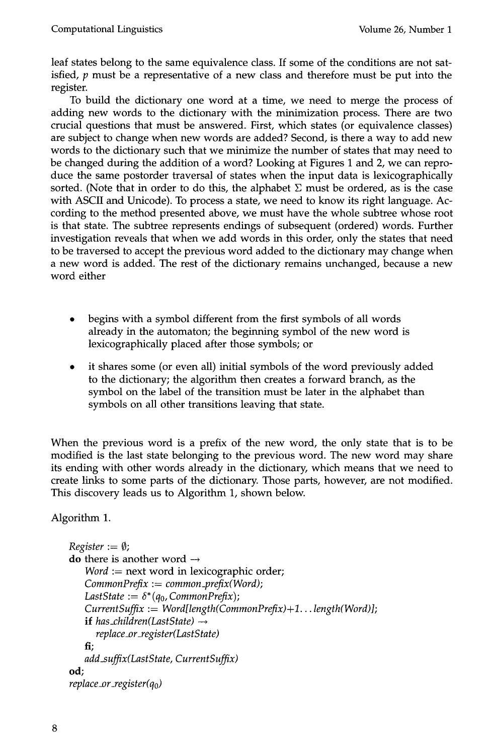leaf states belong to the same equivalence class. If some of the conditions are not satisfied, $p$ must be a representative of a new class and therefore must be put into the register.

To build the dictionary one word at a time, we need to merge the process of adding new words to the dictionary with the minimization process. There are two crucial questions that must be answered. First, which states (or equivalence classes) are subject to change when new words are added? Second, is there a way to add new words to the dictionary such that we minimize the number of states that may need to be changed during the addition of a word? Looking at Figures 1 and 2, we can reproduce the same postorder traversal of states when the input data is lexicographically sorted. (Note that in order to do this, the alphabet $\Sigma$ must be ordered, as is the case with ASCII and Unicode). To process a state, we need to know its right language. According to the method presented above, we must have the whole subtree whose root is that state. The subtree represents endings of subsequent (ordered) words. Further investigation reveals that when we add words in this order, only the states that need to be traversed to accept the previous word added to the dictionary may change when a new word is added. The rest of the dictionary remains unchanged, because a new word either

- begins with a symbol different from the first symbols of all words already in the automaton; the beginning symbol of the new word is lexicographically placed after those symbols; or
- it shares some (or even all) initial symbols of the word previously added to the dictionary; the algorithm then creates a forward branch, as the symbol on the label of the transition must be later in the alphabet than symbols on all other transitions leaving that state.

When the previous word is a prefix of the new word, the only state that is to be modified is the last state belonging to the previous word. The new word may share its ending with other words already in the dictionary, which means that we need to create links to some parts of the dictionary. Those parts, however, are not modified. This discovery leads us to Algorithm 1, shown below.

Algorithm 1.

```
Register := ∅;
do there is another word →
    Word := next word in lexicographic order;
    CommonPrefix := common_prefix(Word);
    LastState := δ*(q0, CommonPrefix);
    CurrentSuffix := Word[length(CommonPrefix)+1...length(Word)];
    if has_children(LastState) →
        replace_or_register(LastState)
    fi;
    add_suffix(LastState, CurrentSuffix)
od;
replace_or_register(q0)
```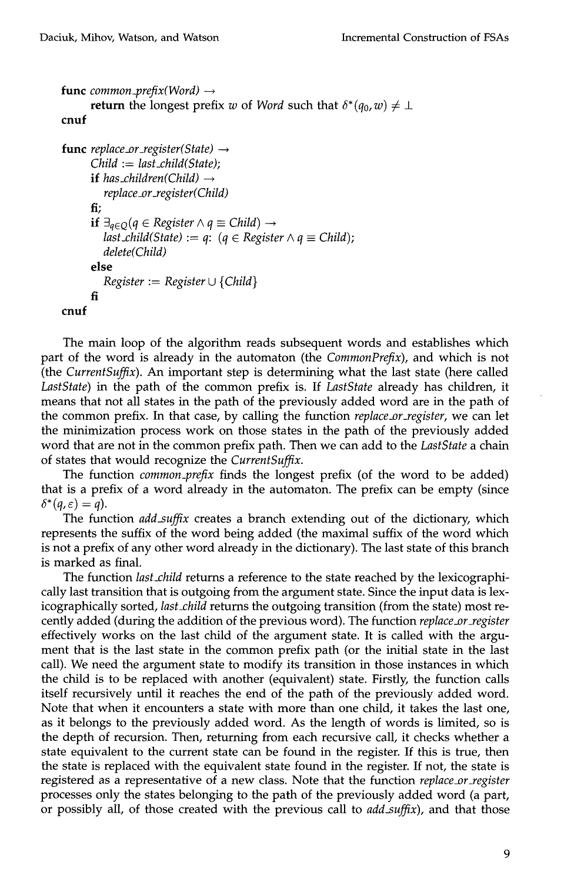```
func common_prefix(Word) →
    return the longest prefix w of Word such that δ*(q0, w) ≠ ⊥
cnuf

func replace_or_register(State) →
    Child := last_child(State);
    if has_children(Child) →
        replace_or_register(Child)
    fi;
    if ∃q∈Q(q ∈ Register ∧ q ≡ Child) →
        last_child(State) := q: (q ∈ Register ∧ q ≡ Child);
        delete(Child)
    else
        Register := Register ∪ {Child}
    fi
cnuf
```

The main loop of the algorithm reads subsequent words and establishes which part of the word is already in the automaton (the *CommonPrefix*), and which is not (the *CurrentSuffix*). An important step is determining what the last state (here called *LastState*) in the path of the common prefix is. If *LastState* already has children, it means that not all states in the path of the previously added word are in the path of the common prefix. In that case, by calling the function *replace_or_register*, we can let the minimization process work on those states in the path of the previously added word that are not in the common prefix path. Then we can add to the *LastState* a chain of states that would recognize the *CurrentSuffix*.

The function *common_prefix* finds the longest prefix (of the word to be added) that is a prefix of a word already in the automaton. The prefix can be empty (since $\delta^*(q, \varepsilon) = q$).

The function *add_suffix* creates a branch extending out of the dictionary, which represents the suffix of the word being added (the maximal suffix of the word which is not a prefix of any other word already in the dictionary). The last state of this branch is marked as final.

The function *last_child* returns a reference to the state reached by the lexicographically last transition that is outgoing from the argument state. Since the input data is lexicographically sorted, *last_child* returns the outgoing transition (from the state) most recently added (during the addition of the previous word). The function *replace_or_register* effectively works on the last child of the argument state. It is called with the argument that is the last state in the common prefix path (or the initial state in the last call). We need the argument state to modify its transition in those instances in which the child is to be replaced with another (equivalent) state. Firstly, the function calls itself recursively until it reaches the end of the path of the previously added word. Note that when it encounters a state with more than one child, it takes the last one, as it belongs to the previously added word. As the length of words is limited, so is the depth of recursion. Then, returning from each recursive call, it checks whether a state equivalent to the current state can be found in the register. If this is true, then the state is replaced with the equivalent state found in the register. If not, the state is registered as a representative of a new class. Note that the function *replace_or_register* processes only the states belonging to the path of the previously added word (a part, or possibly all, of those created with the previous call to *add_suffix*), and that those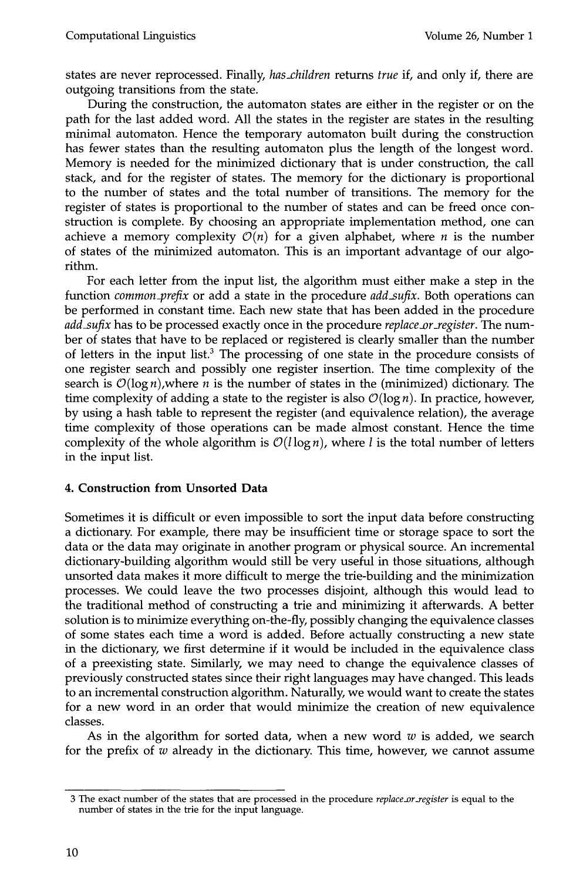states are never reprocessed. Finally, *has_children* returns *true* if, and only if, there are outgoing transitions from the state.

During the construction, the automaton states are either in the register or on the path for the last added word. All the states in the register are states in the resulting minimal automaton. Hence the temporary automaton built during the construction has fewer states than the resulting automaton plus the length of the longest word. Memory is needed for the minimized dictionary that is under construction, the call stack, and for the register of states. The memory for the dictionary is proportional to the number of states and the total number of transitions. The memory for the register of states is proportional to the number of states and can be freed once construction is complete. By choosing an appropriate implementation method, one can achieve a memory complexity $\mathcal{O}(n)$ for a given alphabet, where $n$ is the number of states of the minimized automaton. This is an important advantage of our algorithm.

For each letter from the input list, the algorithm must either make a step in the function *common_prefix* or add a state in the procedure *add_sufix*. Both operations can be performed in constant time. Each new state that has been added in the procedure *add_sufix* has to be processed exactly once in the procedure *replace_or_register*. The number of states that have to be replaced or registered is clearly smaller than the number of letters in the input list.[3] The processing of one state in the procedure consists of one register search and possibly one register insertion. The time complexity of the search is $\mathcal{O}(\log n)$,where $n$ is the number of states in the (minimized) dictionary. The time complexity of adding a state to the register is also $\mathcal{O}(\log n)$. In practice, however, by using a hash table to represent the register (and equivalence relation), the average time complexity of those operations can be made almost constant. Hence the time complexity of the whole algorithm is $\mathcal{O}(l \log n)$, where $l$ is the total number of letters in the input list.

## 4. Construction from Unsorted Data

Sometimes it is difficult or even impossible to sort the input data before constructing a dictionary. For example, there may be insufficient time or storage space to sort the data or the data may originate in another program or physical source. An incremental dictionary-building algorithm would still be very useful in those situations, although unsorted data makes it more difficult to merge the trie-building and the minimization processes. We could leave the two processes disjoint, although this would lead to the traditional method of constructing a trie and minimizing it afterwards. A better solution is to minimize everything on-the-fly, possibly changing the equivalence classes of some states each time a word is added. Before actually constructing a new state in the dictionary, we first determine if it would be included in the equivalence class of a preexisting state. Similarly, we may need to change the equivalence classes of previously constructed states since their right languages may have changed. This leads to an incremental construction algorithm. Naturally, we would want to create the states for a new word in an order that would minimize the creation of new equivalence classes.

As in the algorithm for sorted data, when a new word $w$ is added, we search for the prefix of $w$ already in the dictionary. This time, however, we cannot assume

---

[3] The exact number of the states that are processed in the procedure *replace_or_register* is equal to the number of states in the trie for the input language.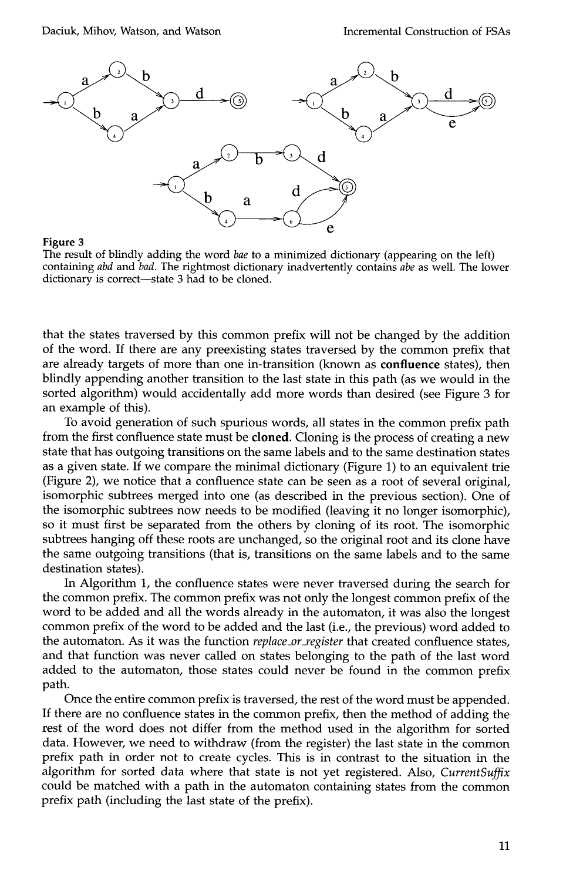**Figure 3**
The result of blindly adding the word *bae* to a minimized dictionary (appearing on the left) containing *abd* and *bad*. The rightmost dictionary inadvertently contains *abe* as well. The lower dictionary is correct—state 3 had to be cloned.

that the states traversed by this common prefix will not be changed by the addition of the word. If there are any preexisting states traversed by the common prefix that are already targets of more than one in-transition (known as **confluence** states), then blindly appending another transition to the last state in this path (as we would in the sorted algorithm) would accidentally add more words than desired (see Figure 3 for an example of this).

To avoid generation of such spurious words, all states in the common prefix path from the first confluence state must be **cloned**. Cloning is the process of creating a new state that has outgoing transitions on the same labels and to the same destination states as a given state. If we compare the minimal dictionary (Figure 1) to an equivalent trie (Figure 2), we notice that a confluence state can be seen as a root of several original, isomorphic subtrees merged into one (as described in the previous section). One of the isomorphic subtrees now needs to be modified (leaving it no longer isomorphic), so it must first be separated from the others by cloning of its root. The isomorphic subtrees hanging off these roots are unchanged, so the original root and its clone have the same outgoing transitions (that is, transitions on the same labels and to the same destination states).

In Algorithm 1, the confluence states were never traversed during the search for the common prefix. The common prefix was not only the longest common prefix of the word to be added and all the words already in the automaton, it was also the longest common prefix of the word to be added and the last (i.e., the previous) word added to the automaton. As it was the function *replace_or_register* that created confluence states, and that function was never called on states belonging to the path of the last word added to the automaton, those states could never be found in the common prefix path.

Once the entire common prefix is traversed, the rest of the word must be appended. If there are no confluence states in the common prefix, then the method of adding the rest of the word does not differ from the method used in the algorithm for sorted data. However, we need to withdraw (from the register) the last state in the common prefix path in order not to create cycles. This is in contrast to the situation in the algorithm for sorted data where that state is not yet registered. Also, *CurrentSuffix* could be matched with a path in the automaton containing states from the common prefix path (including the last state of the prefix).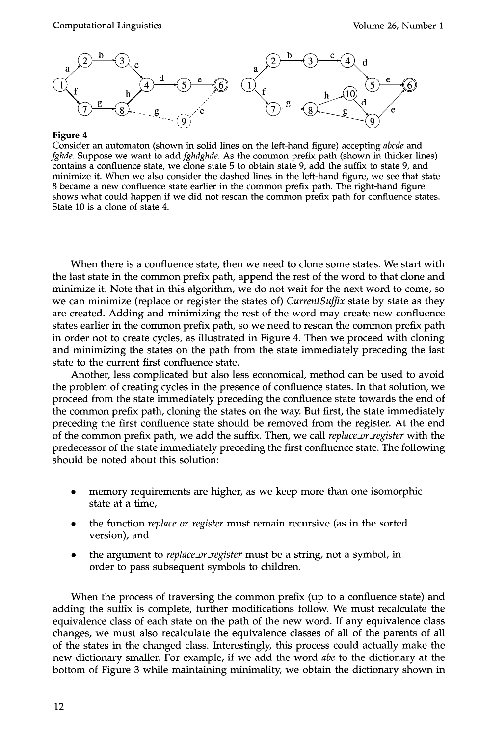**Figure 4**
Consider an automaton (shown in solid lines on the left-hand figure) accepting *abcde* and *fghde*. Suppose we want to add *fghdghde*. As the common prefix path (shown in thicker lines) contains a confluence state, we clone state 5 to obtain state 9, add the suffix to state 9, and minimize it. When we also consider the dashed lines in the left-hand figure, we see that state 8 became a new confluence state earlier in the common prefix path. The right-hand figure shows what could happen if we did not rescan the common prefix path for confluence states. State 10 is a clone of state 4.

When there is a confluence state, then we need to clone some states. We start with the last state in the common prefix path, append the rest of the word to that clone and minimize it. Note that in this algorithm, we do not wait for the next word to come, so we can minimize (replace or register the states of) *CurrentSuffix* state by state as they are created. Adding and minimizing the rest of the word may create new confluence states earlier in the common prefix path, so we need to rescan the common prefix path in order not to create cycles, as illustrated in Figure 4. Then we proceed with cloning and minimizing the states on the path from the state immediately preceding the last state to the current first confluence state.

Another, less complicated but also less economical, method can be used to avoid the problem of creating cycles in the presence of confluence states. In that solution, we proceed from the state immediately preceding the confluence state towards the end of the common prefix path, cloning the states on the way. But first, the state immediately preceding the first confluence state should be removed from the register. At the end of the common prefix path, we add the suffix. Then, we call *replace_or_register* with the predecessor of the state immediately preceding the first confluence state. The following should be noted about this solution:

- memory requirements are higher, as we keep more than one isomorphic state at a time,
- the function *replace_or_register* must remain recursive (as in the sorted version), and
- the argument to *replace_or_register* must be a string, not a symbol, in order to pass subsequent symbols to children.

When the process of traversing the common prefix (up to a confluence state) and adding the suffix is complete, further modifications follow. We must recalculate the equivalence class of each state on the path of the new word. If any equivalence class changes, we must also recalculate the equivalence classes of all of the parents of all of the states in the changed class. Interestingly, this process could actually make the new dictionary smaller. For example, if we add the word *abe* to the dictionary at the bottom of Figure 3 while maintaining minimality, we obtain the dictionary shown in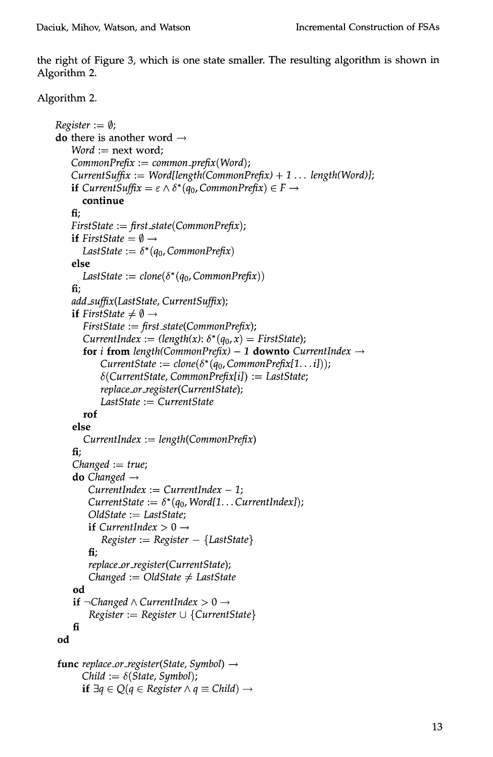the right of Figure 3, which is one state smaller. The resulting algorithm is shown in Algorithm 2.

Algorithm 2.

```
Register := ∅;
do there is another word →
    Word := next word;
    CommonPrefix := common_prefix(Word);
    CurrentSuffix := Word[length(CommonPrefix) + 1 ... length(Word)];
    if CurrentSuffix = ε ∧ δ*(q0, CommonPrefix) ∈ F →
        continue
    fi;
    FirstState := first_state(CommonPrefix);
    if FirstState = ∅ →
        LastState := δ*(q0, CommonPrefix)
    else
        LastState := clone(δ*(q0, CommonPrefix))
    fi;
    add_suffix(LastState, CurrentSuffix);
    if FirstState ≠ ∅ →
        FirstState := first_state(CommonPrefix);
        CurrentIndex := (length(x): δ*(q0, x) = FirstState);
        for i from length(CommonPrefix) − 1 downto CurrentIndex →
            CurrentState := clone(δ*(q0, CommonPrefix[1...i]));
            δ(CurrentState, CommonPrefix[i]) := LastState;
            replace_or_register(CurrentState);
            LastState := CurrentState
        rof
    else
        CurrentIndex := length(CommonPrefix)
    fi;
    Changed := true;
    do Changed →
        CurrentIndex := CurrentIndex − 1;
        CurrentState := δ*(q0, Word[1...CurrentIndex]);
        OldState := LastState;
        if CurrentIndex > 0 →
            Register := Register − {LastState}
        fi;
        replace_or_register(CurrentState);
        Changed := OldState ≠ LastState
    od
    if ¬Changed ∧ CurrentIndex > 0 →
        Register := Register ∪ {CurrentState}
    fi
od

func replace_or_register(State, Symbol) →
    Child := δ(State, Symbol);
    if ∃q ∈ Q(q ∈ Register ∧ q ≡ Child) →
```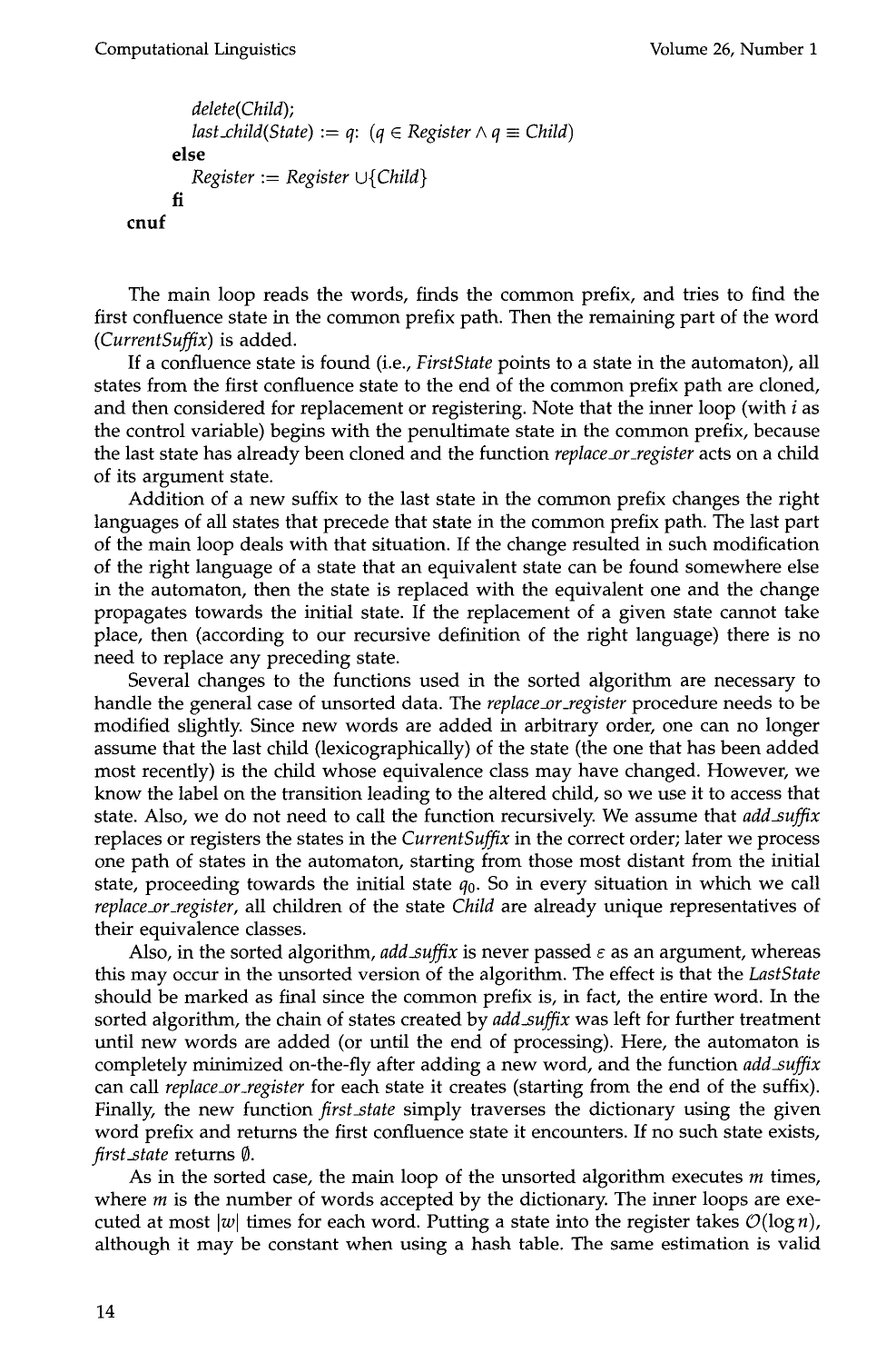```
      delete(Child);
      last_child(State) := q: (q ∈ Register ∧ q ≡ Child)
    else
      Register := Register ∪{Child}
    fi
cnuf
```

The main loop reads the words, finds the common prefix, and tries to find the first confluence state in the common prefix path. Then the remaining part of the word (*CurrentSuffix*) is added.

If a confluence state is found (i.e., *FirstState* points to a state in the automaton), all states from the first confluence state to the end of the common prefix path are cloned, and then considered for replacement or registering. Note that the inner loop (with $i$ as the control variable) begins with the penultimate state in the common prefix, because the last state has already been cloned and the function *replace_or_register* acts on a child of its argument state.

Addition of a new suffix to the last state in the common prefix changes the right languages of all states that precede that state in the common prefix path. The last part of the main loop deals with that situation. If the change resulted in such modification of the right language of a state that an equivalent state can be found somewhere else in the automaton, then the state is replaced with the equivalent one and the change propagates towards the initial state. If the replacement of a given state cannot take place, then (according to our recursive definition of the right language) there is no need to replace any preceding state.

Several changes to the functions used in the sorted algorithm are necessary to handle the general case of unsorted data. The *replace_or_register* procedure needs to be modified slightly. Since new words are added in arbitrary order, one can no longer assume that the last child (lexicographically) of the state (the one that has been added most recently) is the child whose equivalence class may have changed. However, we know the label on the transition leading to the altered child, so we use it to access that state. Also, we do not need to call the function recursively. We assume that *add_suffix* replaces or registers the states in the *CurrentSuffix* in the correct order; later we process one path of states in the automaton, starting from those most distant from the initial state, proceeding towards the initial state $q_0$. So in every situation in which we call *replace_or_register*, all children of the state *Child* are already unique representatives of their equivalence classes.

Also, in the sorted algorithm, *add_suffix* is never passed $\varepsilon$ as an argument, whereas this may occur in the unsorted version of the algorithm. The effect is that the *LastState* should be marked as final since the common prefix is, in fact, the entire word. In the sorted algorithm, the chain of states created by *add_suffix* was left for further treatment until new words are added (or until the end of processing). Here, the automaton is completely minimized on-the-fly after adding a new word, and the function *add_suffix* can call *replace_or_register* for each state it creates (starting from the end of the suffix). Finally, the new function *first_state* simply traverses the dictionary using the given word prefix and returns the first confluence state it encounters. If no such state exists, *first_state* returns $\emptyset$.

As in the sorted case, the main loop of the unsorted algorithm executes $m$ times, where $m$ is the number of words accepted by the dictionary. The inner loops are executed at most $|w|$ times for each word. Putting a state into the register takes $\mathcal{O}(\log n)$, although it may be constant when using a hash table. The same estimation is valid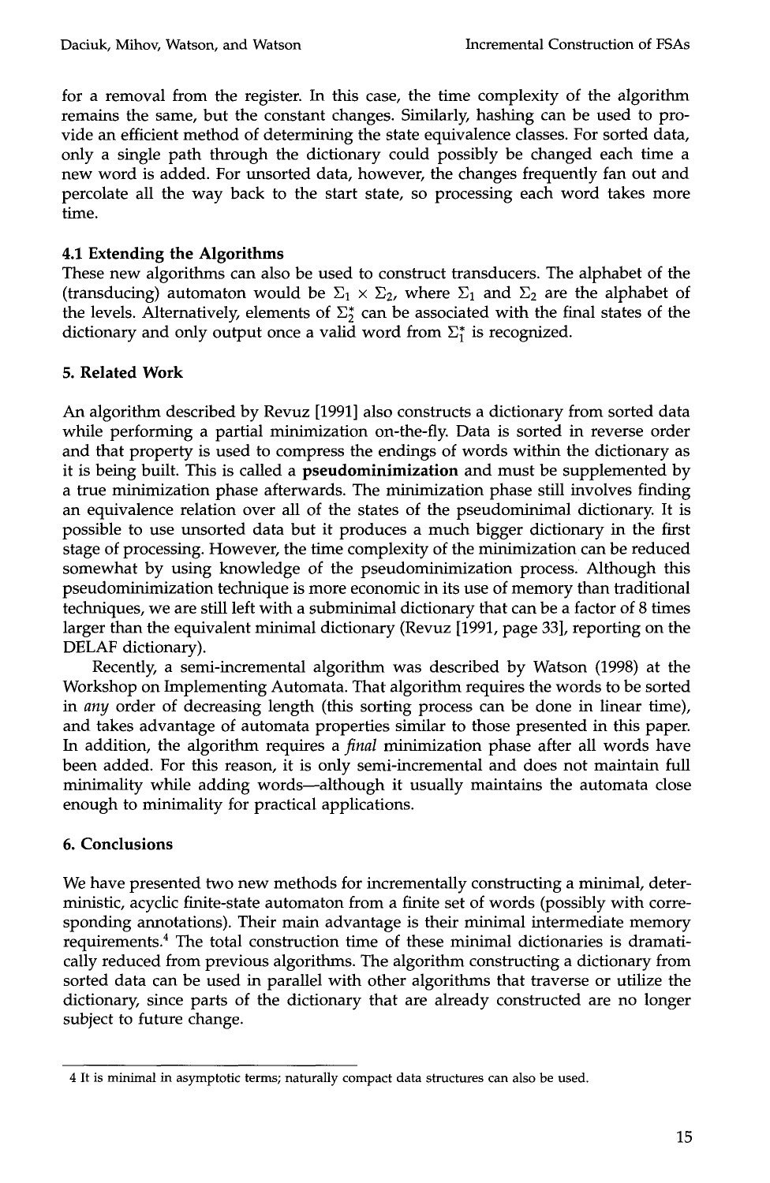for a removal from the register. In this case, the time complexity of the algorithm remains the same, but the constant changes. Similarly, hashing can be used to provide an efficient method of determining the state equivalence classes. For sorted data, only a single path through the dictionary could possibly be changed each time a new word is added. For unsorted data, however, the changes frequently fan out and percolate all the way back to the start state, so processing each word takes more time.

### 4.1 Extending the Algorithms

These new algorithms can also be used to construct transducers. The alphabet of the (transducing) automaton would be $\Sigma_1 \times \Sigma_2$, where $\Sigma_1$ and $\Sigma_2$ are the alphabet of the levels. Alternatively, elements of $\Sigma_2^*$ can be associated with the final states of the dictionary and only output once a valid word from $\Sigma_1^*$ is recognized.

## 5. Related Work

An algorithm described by Revuz [1991] also constructs a dictionary from sorted data while performing a partial minimization on-the-fly. Data is sorted in reverse order and that property is used to compress the endings of words within the dictionary as it is being built. This is called a **pseudominimization** and must be supplemented by a true minimization phase afterwards. The minimization phase still involves finding an equivalence relation over all of the states of the pseudominimal dictionary. It is possible to use unsorted data but it produces a much bigger dictionary in the first stage of processing. However, the time complexity of the minimization can be reduced somewhat by using knowledge of the pseudominimization process. Although this pseudominimization technique is more economic in its use of memory than traditional techniques, we are still left with a subminimal dictionary that can be a factor of 8 times larger than the equivalent minimal dictionary (Revuz [1991, page 33], reporting on the DELAF dictionary).

Recently, a semi-incremental algorithm was described by Watson (1998) at the Workshop on Implementing Automata. That algorithm requires the words to be sorted in *any* order of decreasing length (this sorting process can be done in linear time), and takes advantage of automata properties similar to those presented in this paper. In addition, the algorithm requires a *final* minimization phase after all words have been added. For this reason, it is only semi-incremental and does not maintain full minimality while adding words—although it usually maintains the automata close enough to minimality for practical applications.

## 6. Conclusions

We have presented two new methods for incrementally constructing a minimal, deterministic, acyclic finite-state automaton from a finite set of words (possibly with corresponding annotations). Their main advantage is their minimal intermediate memory requirements.[4] The total construction time of these minimal dictionaries is dramatically reduced from previous algorithms. The algorithm constructing a dictionary from sorted data can be used in parallel with other algorithms that traverse or utilize the dictionary, since parts of the dictionary that are already constructed are no longer subject to future change.

4 It is minimal in asymptotic terms; naturally compact data structures can also be used.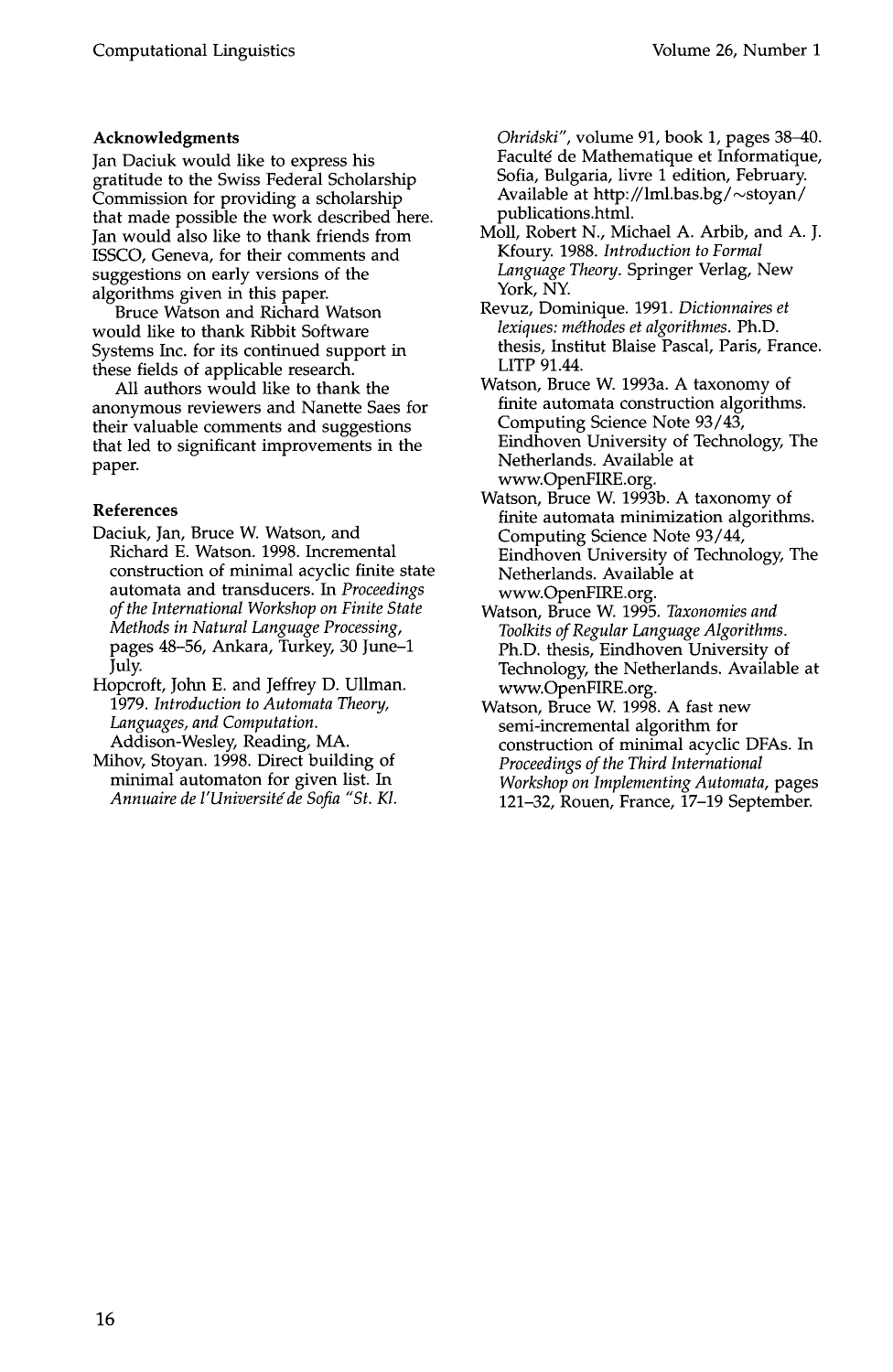## Acknowledgments

Jan Daciuk would like to express his gratitude to the Swiss Federal Scholarship Commission for providing a scholarship that made possible the work described here. Jan would also like to thank friends from ISSCO, Geneva, for their comments and suggestions on early versions of the algorithms given in this paper.

Bruce Watson and Richard Watson would like to thank Ribbit Software Systems Inc. for its continued support in these fields of applicable research.

All authors would like to thank the anonymous reviewers and Nanette Saes for their valuable comments and suggestions that led to significant improvements in the paper.

## References

Daciuk, Jan, Bruce W. Watson, and Richard E. Watson. 1998. Incremental construction of minimal acyclic finite state automata and transducers. In *Proceedings of the International Workshop on Finite State Methods in Natural Language Processing*, pages 48–56, Ankara, Turkey, 30 June–1 July.

Hopcroft, John E. and Jeffrey D. Ullman. 1979. *Introduction to Automata Theory, Languages, and Computation*. Addison-Wesley, Reading, MA.

Mihov, Stoyan. 1998. Direct building of minimal automaton for given list. In *Annuaire de l'Université de Sofia "St. Kl. Ohridski"*, volume 91, book 1, pages 38–40. Faculté de Mathematique et Informatique, Sofia, Bulgaria, livre 1 edition, February. Available at http://lml.bas.bg/~stoyan/publications.html.

Moll, Robert N., Michael A. Arbib, and A. J. Kfoury. 1988. *Introduction to Formal Language Theory*. Springer Verlag, New York, NY.

Revuz, Dominique. 1991. *Dictionnaires et lexiques: méthodes et algorithmes*. Ph.D. thesis, Institut Blaise Pascal, Paris, France. LITP 91.44.

Watson, Bruce W. 1993a. A taxonomy of finite automata construction algorithms. Computing Science Note 93/43, Eindhoven University of Technology, The Netherlands. Available at www.OpenFIRE.org.

Watson, Bruce W. 1993b. A taxonomy of finite automata minimization algorithms. Computing Science Note 93/44, Eindhoven University of Technology, The Netherlands. Available at www.OpenFIRE.org.

Watson, Bruce W. 1995. *Taxonomies and Toolkits of Regular Language Algorithms*. Ph.D. thesis, Eindhoven University of Technology, the Netherlands. Available at www.OpenFIRE.org.

Watson, Bruce W. 1998. A fast new semi-incremental algorithm for construction of minimal acyclic DFAs. In *Proceedings of the Third International Workshop on Implementing Automata*, pages 121–32, Rouen, France, 17–19 September.